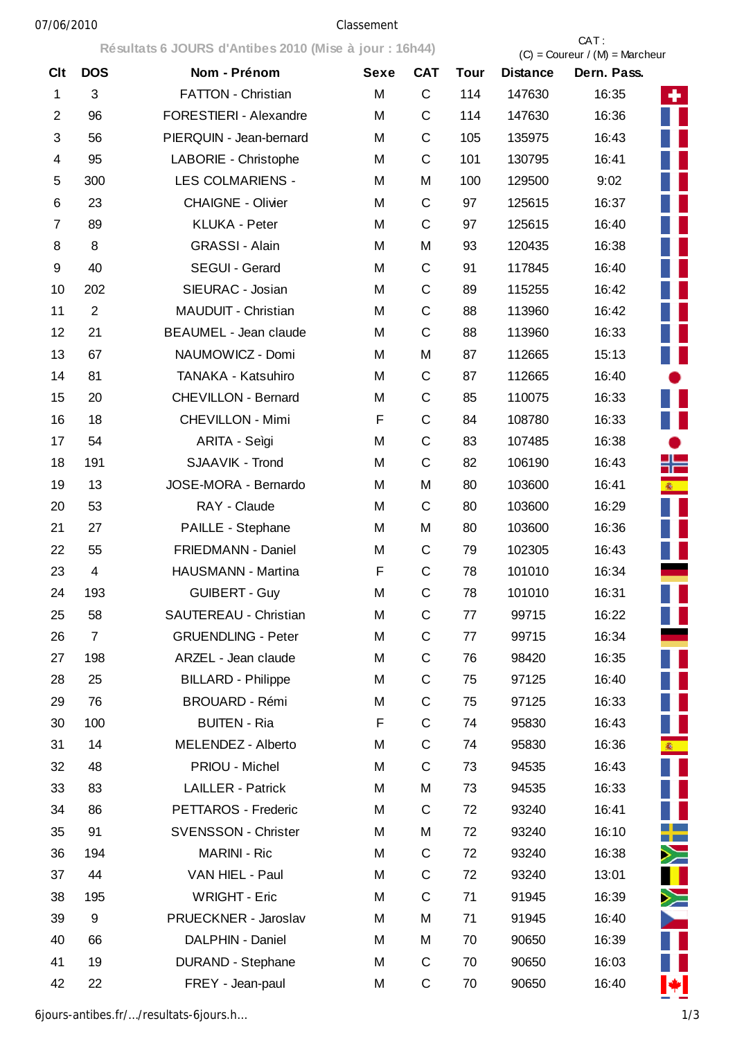Classement

Résultats 6 JOURS d'Antibes 2010 (Mise à jour : 16h44)

CAT : (C) = Coureur / (M) = Marcheur

| Clt | DOS | Nom - Prénom | Sexe | CAT | Tour | Distance | Dern. Pass. |
|---|---|---|---|---|---|---|---|
| 1 | 3 | FATTON - Christian | M | C | 114 | 147630 | 16:35 |
| 2 | 96 | FORESTIERI - Alexandre | M | C | 114 | 147630 | 16:36 |
| 3 | 56 | PIERQUIN - Jean-bernard | M | C | 105 | 135975 | 16:43 |
| 4 | 95 | LABORIE - Christophe | M | C | 101 | 130795 | 16:41 |
| 5 | 300 | LES COLMARIENS - | M | M | 100 | 129500 | 9:02 |
| 6 | 23 | CHAIGNE - Olivier | M | C | 97 | 125615 | 16:37 |
| 7 | 89 | KLUKA - Peter | M | C | 97 | 125615 | 16:40 |
| 8 | 8 | GRASSI - Alain | M | M | 93 | 120435 | 16:38 |
| 9 | 40 | SEGUI - Gerard | M | C | 91 | 117845 | 16:40 |
| 10 | 202 | SIEURAC - Josian | M | C | 89 | 115255 | 16:42 |
| 11 | 2 | MAUDUIT - Christian | M | C | 88 | 113960 | 16:42 |
| 12 | 21 | BEAUMEL - Jean claude | M | C | 88 | 113960 | 16:33 |
| 13 | 67 | NAUMOWICZ - Domi | M | M | 87 | 112665 | 15:13 |
| 14 | 81 | TANAKA - Katsuhiro | M | C | 87 | 112665 | 16:40 |
| 15 | 20 | CHEVILLON - Bernard | M | C | 85 | 110075 | 16:33 |
| 16 | 18 | CHEVILLON - Mimi | F | C | 84 | 108780 | 16:33 |
| 17 | 54 | ARITA - Seìgi | M | C | 83 | 107485 | 16:38 |
| 18 | 191 | SJAAVIK - Trond | M | C | 82 | 106190 | 16:43 |
| 19 | 13 | JOSE-MORA - Bernardo | M | M | 80 | 103600 | 16:41 |
| 20 | 53 | RAY - Claude | M | C | 80 | 103600 | 16:29 |
| 21 | 27 | PAILLE - Stephane | M | M | 80 | 103600 | 16:36 |
| 22 | 55 | FRIEDMANN - Daniel | M | C | 79 | 102305 | 16:43 |
| 23 | 4 | HAUSMANN - Martina | F | C | 78 | 101010 | 16:34 |
| 24 | 193 | GUIBERT - Guy | M | C | 78 | 101010 | 16:31 |
| 25 | 58 | SAUTEREAU - Christian | M | C | 77 | 99715 | 16:22 |
| 26 | 7 | GRUENDLING - Peter | M | C | 77 | 99715 | 16:34 |
| 27 | 198 | ARZEL - Jean claude | M | C | 76 | 98420 | 16:35 |
| 28 | 25 | BILLARD - Philippe | M | C | 75 | 97125 | 16:40 |
| 29 | 76 | BROUARD - Rémi | M | C | 75 | 97125 | 16:33 |
| 30 | 100 | BUITEN - Ria | F | C | 74 | 95830 | 16:43 |
| 31 | 14 | MELENDEZ - Alberto | M | C | 74 | 95830 | 16:36 |
| 32 | 48 | PRIOU - Michel | M | C | 73 | 94535 | 16:43 |
| 33 | 83 | LAILLER - Patrick | M | M | 73 | 94535 | 16:33 |
| 34 | 86 | PETTAROS - Frederic | M | C | 72 | 93240 | 16:41 |
| 35 | 91 | SVENSSON - Christer | M | M | 72 | 93240 | 16:10 |
| 36 | 194 | MARINI - Ric | M | C | 72 | 93240 | 16:38 |
| 37 | 44 | VAN HIEL - Paul | M | C | 72 | 93240 | 13:01 |
| 38 | 195 | WRIGHT - Eric | M | C | 71 | 91945 | 16:39 |
| 39 | 9 | PRUECKNER - Jaroslav | M | M | 71 | 91945 | 16:40 |
| 40 | 66 | DALPHIN - Daniel | M | M | 70 | 90650 | 16:39 |
| 41 | 19 | DURAND - Stephane | M | C | 70 | 90650 | 16:03 |
| 42 | 22 | FREY - Jean-paul | M | C | 70 | 90650 | 16:40 |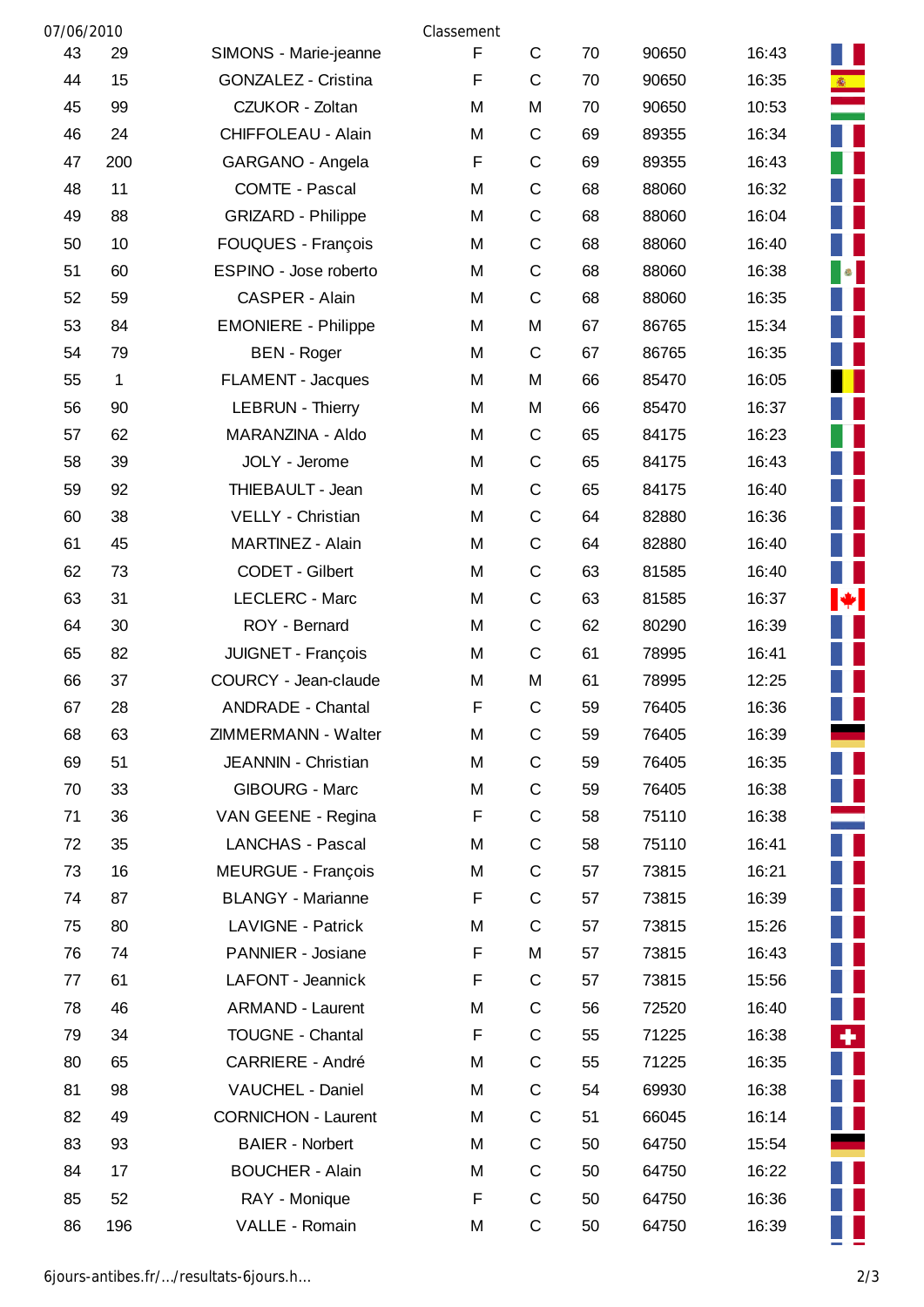| | | | Classement | | | | | |
|---|---|---|---|---|---|---|---|---|
| 43 | 29 | SIMONS - Marie-jeanne | F | C | 70 | 90650 | 16:43 | |
| 44 | 15 | GONZALEZ - Cristina | F | C | 70 | 90650 | 16:35 | |
| 45 | 99 | CZUKOR - Zoltan | M | M | 70 | 90650 | 10:53 | |
| 46 | 24 | CHIFFOLEAU - Alain | M | C | 69 | 89355 | 16:34 | |
| 47 | 200 | GARGANO - Angela | F | C | 69 | 89355 | 16:43 | |
| 48 | 11 | COMTE - Pascal | M | C | 68 | 88060 | 16:32 | |
| 49 | 88 | GRIZARD - Philippe | M | C | 68 | 88060 | 16:04 | |
| 50 | 10 | FOUQUES - François | M | C | 68 | 88060 | 16:40 | |
| 51 | 60 | ESPINO - Jose roberto | M | C | 68 | 88060 | 16:38 | |
| 52 | 59 | CASPER - Alain | M | C | 68 | 88060 | 16:35 | |
| 53 | 84 | EMONIERE - Philippe | M | M | 67 | 86765 | 15:34 | |
| 54 | 79 | BEN - Roger | M | C | 67 | 86765 | 16:35 | |
| 55 | 1 | FLAMENT - Jacques | M | M | 66 | 85470 | 16:05 | |
| 56 | 90 | LEBRUN - Thierry | M | M | 66 | 85470 | 16:37 | |
| 57 | 62 | MARANZINA - Aldo | M | C | 65 | 84175 | 16:23 | |
| 58 | 39 | JOLY - Jerome | M | C | 65 | 84175 | 16:43 | |
| 59 | 92 | THIEBAULT - Jean | M | C | 65 | 84175 | 16:40 | |
| 60 | 38 | VELLY - Christian | M | C | 64 | 82880 | 16:36 | |
| 61 | 45 | MARTINEZ - Alain | M | C | 64 | 82880 | 16:40 | |
| 62 | 73 | CODET - Gilbert | M | C | 63 | 81585 | 16:40 | |
| 63 | 31 | LECLERC - Marc | M | C | 63 | 81585 | 16:37 | |
| 64 | 30 | ROY - Bernard | M | C | 62 | 80290 | 16:39 | |
| 65 | 82 | JUIGNET - François | M | C | 61 | 78995 | 16:41 | |
| 66 | 37 | COURCY - Jean-claude | M | M | 61 | 78995 | 12:25 | |
| 67 | 28 | ANDRADE - Chantal | F | C | 59 | 76405 | 16:36 | |
| 68 | 63 | ZIMMERMANN - Walter | M | C | 59 | 76405 | 16:39 | |
| 69 | 51 | JEANNIN - Christian | M | C | 59 | 76405 | 16:35 | |
| 70 | 33 | GIBOURG - Marc | M | C | 59 | 76405 | 16:38 | |
| 71 | 36 | VAN GEENE - Regina | F | C | 58 | 75110 | 16:38 | |
| 72 | 35 | LANCHAS - Pascal | M | C | 58 | 75110 | 16:41 | |
| 73 | 16 | MEURGUE - François | M | C | 57 | 73815 | 16:21 | |
| 74 | 87 | BLANGY - Marianne | F | C | 57 | 73815 | 16:39 | |
| 75 | 80 | LAVIGNE - Patrick | M | C | 57 | 73815 | 15:26 | |
| 76 | 74 | PANNIER - Josiane | F | M | 57 | 73815 | 16:43 | |
| 77 | 61 | LAFONT - Jeannick | F | C | 57 | 73815 | 15:56 | |
| 78 | 46 | ARMAND - Laurent | M | C | 56 | 72520 | 16:40 | |
| 79 | 34 | TOUGNE - Chantal | F | C | 55 | 71225 | 16:38 | |
| 80 | 65 | CARRIERE - André | M | C | 55 | 71225 | 16:35 | |
| 81 | 98 | VAUCHEL - Daniel | M | C | 54 | 69930 | 16:38 | |
| 82 | 49 | CORNICHON - Laurent | M | C | 51 | 66045 | 16:14 | |
| 83 | 93 | BAIER - Norbert | M | C | 50 | 64750 | 15:54 | |
| 84 | 17 | BOUCHER - Alain | M | C | 50 | 64750 | 16:22 | |
| 85 | 52 | RAY - Monique | F | C | 50 | 64750 | 16:36 | |
| 86 | 196 | VALLE - Romain | M | C | 50 | 64750 | 16:39 | |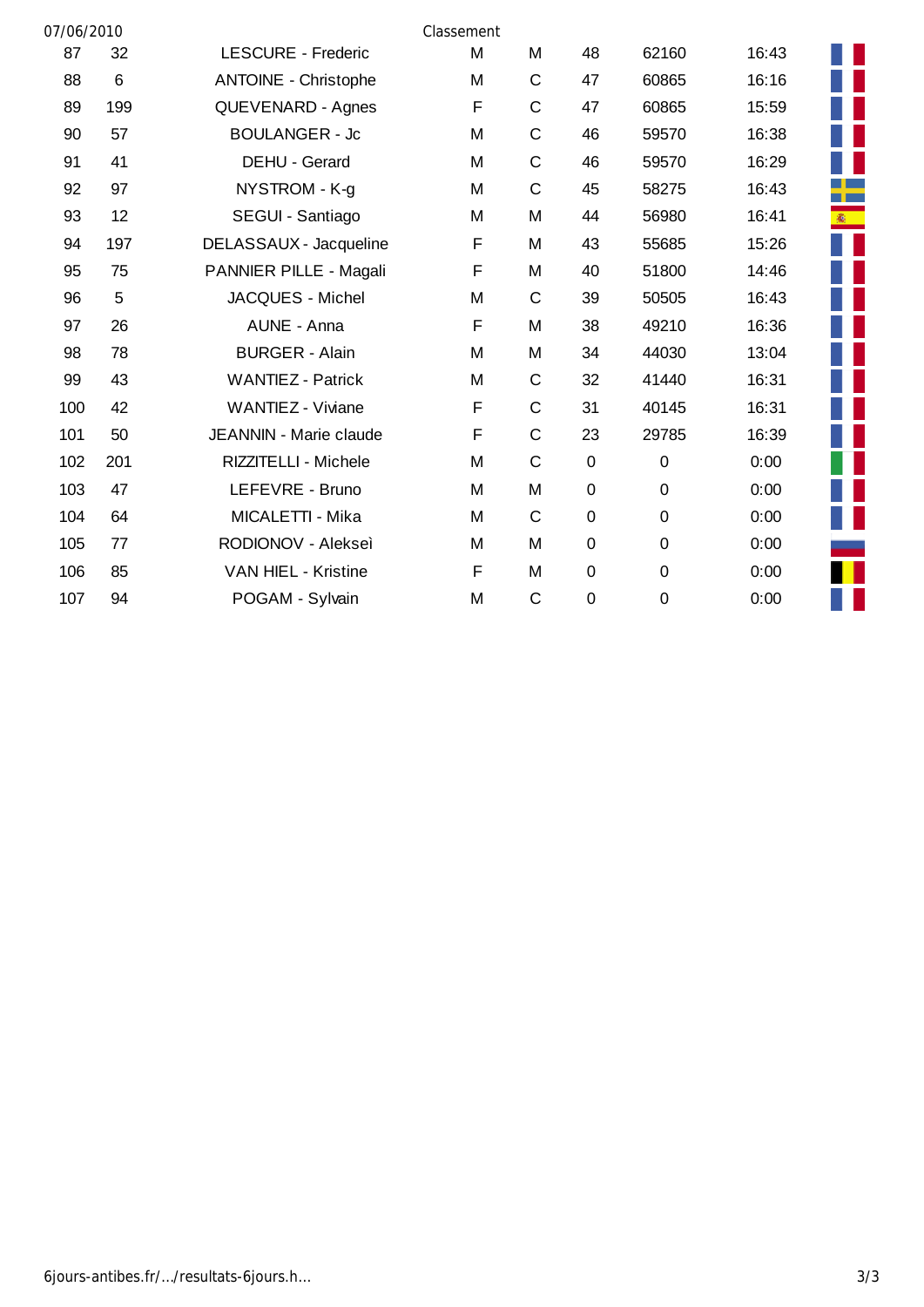| | | | | | | | | |
|---|---|---|---|---|---|---|---|---|
| 87 | 32 | LESCURE - Frederic | M | M | 48 | 62160 | 16:43 | |
| 88 | 6 | ANTOINE - Christophe | M | C | 47 | 60865 | 16:16 | |
| 89 | 199 | QUEVENARD - Agnes | F | C | 47 | 60865 | 15:59 | |
| 90 | 57 | BOULANGER - Jc | M | C | 46 | 59570 | 16:38 | |
| 91 | 41 | DEHU - Gerard | M | C | 46 | 59570 | 16:29 | |
| 92 | 97 | NYSTROM - K-g | M | C | 45 | 58275 | 16:43 | |
| 93 | 12 | SEGUI - Santiago | M | M | 44 | 56980 | 16:41 | |
| 94 | 197 | DELASSAUX - Jacqueline | F | M | 43 | 55685 | 15:26 | |
| 95 | 75 | PANNIER PILLE - Magali | F | M | 40 | 51800 | 14:46 | |
| 96 | 5 | JACQUES - Michel | M | C | 39 | 50505 | 16:43 | |
| 97 | 26 | AUNE - Anna | F | M | 38 | 49210 | 16:36 | |
| 98 | 78 | BURGER - Alain | M | M | 34 | 44030 | 13:04 | |
| 99 | 43 | WANTIEZ - Patrick | M | C | 32 | 41440 | 16:31 | |
| 100 | 42 | WANTIEZ - Viviane | F | C | 31 | 40145 | 16:31 | |
| 101 | 50 | JEANNIN - Marie claude | F | C | 23 | 29785 | 16:39 | |
| 102 | 201 | RIZZITELLI - Michele | M | C | 0 | 0 | 0:00 | |
| 103 | 47 | LEFEVRE - Bruno | M | M | 0 | 0 | 0:00 | |
| 104 | 64 | MICALETTI - Mika | M | C | 0 | 0 | 0:00 | |
| 105 | 77 | RODIONOV - Alekseì | M | M | 0 | 0 | 0:00 | |
| 106 | 85 | VAN HIEL - Kristine | F | M | 0 | 0 | 0:00 | |
| 107 | 94 | POGAM - Sylvain | M | C | 0 | 0 | 0:00 | |